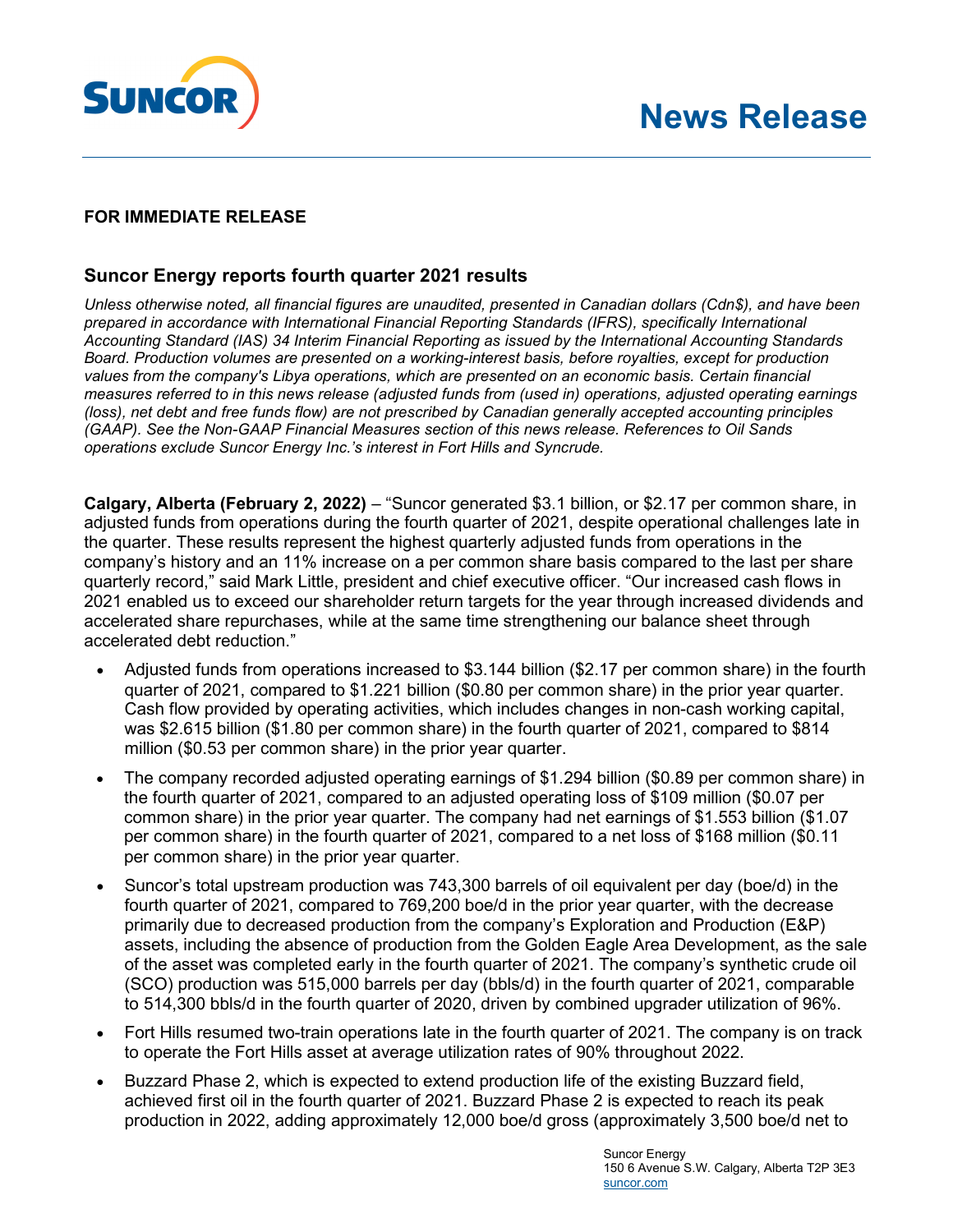# News Release

**FOR IMMEDIATE RELEASE**

## Suncor Energy reports fourth quarter 2021 results

*Unless otherwise noted, all financial figures are unaudited, presented in Canadian dollars (Cdn$), and have been prepared in accordance with International Financial Reporting Standards (IFRS), specifically International Accounting Standard (IAS) 34 Interim Financial Reporting as issued by the International Accounting Standards Board. Production volumes are presented on a working-interest basis, before royalties, except for production values from the company's Libya operations, which are presented on an economic basis. Certain financial measures referred to in this news release (adjusted funds from (used in) operations, adjusted operating earnings (loss), net debt and free funds flow) are not prescribed by Canadian generally accepted accounting principles (GAAP). See the Non-GAAP Financial Measures section of this news release. References to Oil Sands operations exclude Suncor Energy Inc.'s interest in Fort Hills and Syncrude.*

**Calgary, Alberta (February 2, 2022)** – "Suncor generated $3.1 billion, or $2.17 per common share, in adjusted funds from operations during the fourth quarter of 2021, despite operational challenges late in the quarter. These results represent the highest quarterly adjusted funds from operations in the company's history and an 11% increase on a per common share basis compared to the last per share quarterly record," said Mark Little, president and chief executive officer. "Our increased cash flows in 2021 enabled us to exceed our shareholder return targets for the year through increased dividends and accelerated share repurchases, while at the same time strengthening our balance sheet through accelerated debt reduction."

- Adjusted funds from operations increased to $3.144 billion ($2.17 per common share) in the fourth quarter of 2021, compared to $1.221 billion ($0.80 per common share) in the prior year quarter. Cash flow provided by operating activities, which includes changes in non-cash working capital, was $2.615 billion ($1.80 per common share) in the fourth quarter of 2021, compared to $814 million ($0.53 per common share) in the prior year quarter.
- The company recorded adjusted operating earnings of $1.294 billion ($0.89 per common share) in the fourth quarter of 2021, compared to an adjusted operating loss of $109 million ($0.07 per common share) in the prior year quarter. The company had net earnings of $1.553 billion ($1.07 per common share) in the fourth quarter of 2021, compared to a net loss of $168 million ($0.11 per common share) in the prior year quarter.
- Suncor's total upstream production was 743,300 barrels of oil equivalent per day (boe/d) in the fourth quarter of 2021, compared to 769,200 boe/d in the prior year quarter, with the decrease primarily due to decreased production from the company's Exploration and Production (E&P) assets, including the absence of production from the Golden Eagle Area Development, as the sale of the asset was completed early in the fourth quarter of 2021. The company's synthetic crude oil (SCO) production was 515,000 barrels per day (bbls/d) in the fourth quarter of 2021, comparable to 514,300 bbls/d in the fourth quarter of 2020, driven by combined upgrader utilization of 96%.
- Fort Hills resumed two-train operations late in the fourth quarter of 2021. The company is on track to operate the Fort Hills asset at average utilization rates of 90% throughout 2022.
- Buzzard Phase 2, which is expected to extend production life of the existing Buzzard field, achieved first oil in the fourth quarter of 2021. Buzzard Phase 2 is expected to reach its peak production in 2022, adding approximately 12,000 boe/d gross (approximately 3,500 boe/d net to

Suncor Energy
150 6 Avenue S.W. Calgary, Alberta T2P 3E3
suncor.com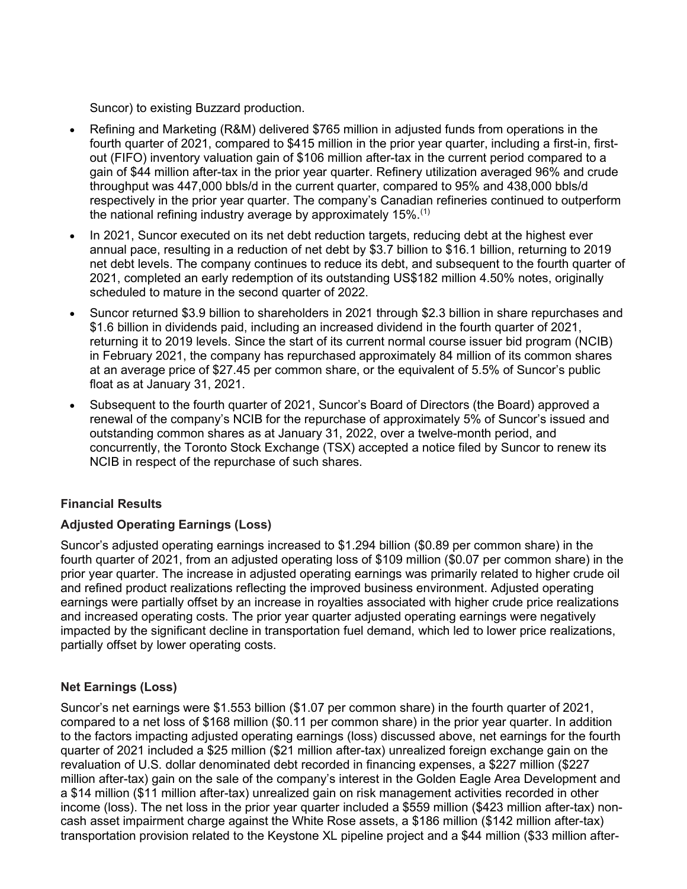Suncor) to existing Buzzard production.

- Refining and Marketing (R&M) delivered $765 million in adjusted funds from operations in the fourth quarter of 2021, compared to $415 million in the prior year quarter, including a first-in, first-out (FIFO) inventory valuation gain of $106 million after-tax in the current period compared to a gain of $44 million after-tax in the prior year quarter. Refinery utilization averaged 96% and crude throughput was 447,000 bbls/d in the current quarter, compared to 95% and 438,000 bbls/d respectively in the prior year quarter. The company's Canadian refineries continued to outperform the national refining industry average by approximately 15%.[1]
- In 2021, Suncor executed on its net debt reduction targets, reducing debt at the highest ever annual pace, resulting in a reduction of net debt by $3.7 billion to $16.1 billion, returning to 2019 net debt levels. The company continues to reduce its debt, and subsequent to the fourth quarter of 2021, completed an early redemption of its outstanding US$182 million 4.50% notes, originally scheduled to mature in the second quarter of 2022.
- Suncor returned $3.9 billion to shareholders in 2021 through $2.3 billion in share repurchases and $1.6 billion in dividends paid, including an increased dividend in the fourth quarter of 2021, returning it to 2019 levels. Since the start of its current normal course issuer bid program (NCIB) in February 2021, the company has repurchased approximately 84 million of its common shares at an average price of $27.45 per common share, or the equivalent of 5.5% of Suncor's public float as at January 31, 2021.
- Subsequent to the fourth quarter of 2021, Suncor's Board of Directors (the Board) approved a renewal of the company's NCIB for the repurchase of approximately 5% of Suncor's issued and outstanding common shares as at January 31, 2022, over a twelve-month period, and concurrently, the Toronto Stock Exchange (TSX) accepted a notice filed by Suncor to renew its NCIB in respect of the repurchase of such shares.

## Financial Results

### Adjusted Operating Earnings (Loss)

Suncor's adjusted operating earnings increased to $1.294 billion ($0.89 per common share) in the fourth quarter of 2021, from an adjusted operating loss of $109 million ($0.07 per common share) in the prior year quarter. The increase in adjusted operating earnings was primarily related to higher crude oil and refined product realizations reflecting the improved business environment. Adjusted operating earnings were partially offset by an increase in royalties associated with higher crude price realizations and increased operating costs. The prior year quarter adjusted operating earnings were negatively impacted by the significant decline in transportation fuel demand, which led to lower price realizations, partially offset by lower operating costs.

### Net Earnings (Loss)

Suncor's net earnings were $1.553 billion ($1.07 per common share) in the fourth quarter of 2021, compared to a net loss of $168 million ($0.11 per common share) in the prior year quarter. In addition to the factors impacting adjusted operating earnings (loss) discussed above, net earnings for the fourth quarter of 2021 included a $25 million ($21 million after-tax) unrealized foreign exchange gain on the revaluation of U.S. dollar denominated debt recorded in financing expenses, a $227 million ($227 million after-tax) gain on the sale of the company's interest in the Golden Eagle Area Development and a $14 million ($11 million after-tax) unrealized gain on risk management activities recorded in other income (loss). The net loss in the prior year quarter included a $559 million ($423 million after-tax) non-cash asset impairment charge against the White Rose assets, a $186 million ($142 million after-tax) transportation provision related to the Keystone XL pipeline project and a $44 million ($33 million after-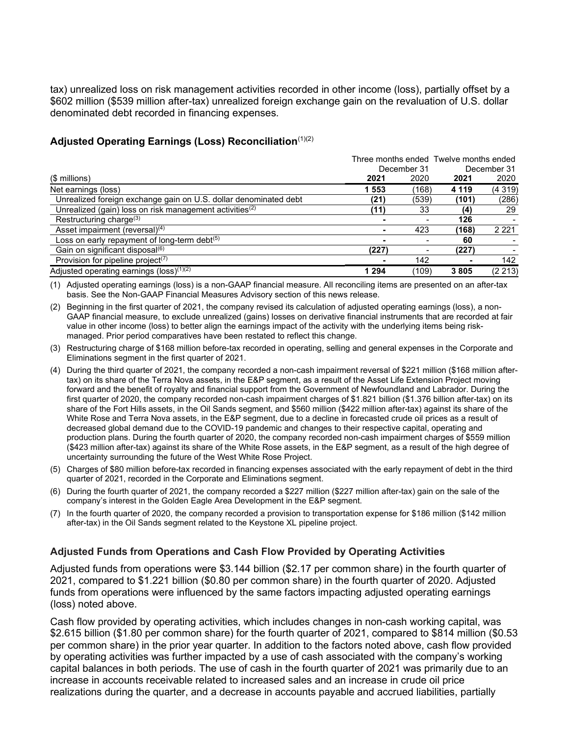tax) unrealized loss on risk management activities recorded in other income (loss), partially offset by a $602 million ($539 million after-tax) unrealized foreign exchange gain on the revaluation of U.S. dollar denominated debt recorded in financing expenses.

### Adjusted Operating Earnings (Loss) Reconciliation[(1)(2)]

| | Three months ended December 31 | | Twelve months ended December 31 | |
|---|---|---|---|---|
| ($ millions) | **2021** | 2020 | **2021** | 2020 |
| Net earnings (loss) | **1 553** | (168) | **4 119** | (4 319) |
| Unrealized foreign exchange gain on U.S. dollar denominated debt | **(21)** | (539) | **(101)** | (286) |
| Unrealized (gain) loss on risk management activities[(2)] | **(11)** | 33 | **(4)** | 29 |
| Restructuring charge[(3)] | **-** | - | **126** | - |
| Asset impairment (reversal)[(4)] | **-** | 423 | **(168)** | 2 221 |
| Loss on early repayment of long-term debt[(5)] | **-** | - | **60** | - |
| Gain on significant disposal[(6)] | **(227)** | - | **(227)** | - |
| Provision for pipeline project[(7)] | **-** | 142 | **-** | 142 |
| Adjusted operating earnings (loss)[(1)(2)] | **1 294** | (109) | **3 805** | (2 213) |

(1) Adjusted operating earnings (loss) is a non-GAAP financial measure. All reconciling items are presented on an after-tax basis. See the Non-GAAP Financial Measures Advisory section of this news release.

(2) Beginning in the first quarter of 2021, the company revised its calculation of adjusted operating earnings (loss), a non-GAAP financial measure, to exclude unrealized (gains) losses on derivative financial instruments that are recorded at fair value in other income (loss) to better align the earnings impact of the activity with the underlying items being risk-managed. Prior period comparatives have been restated to reflect this change.

(3) Restructuring charge of $168 million before-tax recorded in operating, selling and general expenses in the Corporate and Eliminations segment in the first quarter of 2021.

(4) During the third quarter of 2021, the company recorded a non-cash impairment reversal of $221 million ($168 million after-tax) on its share of the Terra Nova assets, in the E&P segment, as a result of the Asset Life Extension Project moving forward and the benefit of royalty and financial support from the Government of Newfoundland and Labrador. During the first quarter of 2020, the company recorded non-cash impairment charges of $1.821 billion ($1.376 billion after-tax) on its share of the Fort Hills assets, in the Oil Sands segment, and $560 million ($422 million after-tax) against its share of the White Rose and Terra Nova assets, in the E&P segment, due to a decline in forecasted crude oil prices as a result of decreased global demand due to the COVID-19 pandemic and changes to their respective capital, operating and production plans. During the fourth quarter of 2020, the company recorded non-cash impairment charges of $559 million ($423 million after-tax) against its share of the White Rose assets, in the E&P segment, as a result of the high degree of uncertainty surrounding the future of the West White Rose Project.

(5) Charges of $80 million before-tax recorded in financing expenses associated with the early repayment of debt in the third quarter of 2021, recorded in the Corporate and Eliminations segment.

(6) During the fourth quarter of 2021, the company recorded a $227 million ($227 million after-tax) gain on the sale of the company's interest in the Golden Eagle Area Development in the E&P segment.

(7) In the fourth quarter of 2020, the company recorded a provision to transportation expense for $186 million ($142 million after-tax) in the Oil Sands segment related to the Keystone XL pipeline project.

### Adjusted Funds from Operations and Cash Flow Provided by Operating Activities

Adjusted funds from operations were $3.144 billion ($2.17 per common share) in the fourth quarter of 2021, compared to $1.221 billion ($0.80 per common share) in the fourth quarter of 2020. Adjusted funds from operations were influenced by the same factors impacting adjusted operating earnings (loss) noted above.

Cash flow provided by operating activities, which includes changes in non-cash working capital, was $2.615 billion ($1.80 per common share) for the fourth quarter of 2021, compared to $814 million ($0.53 per common share) in the prior year quarter. In addition to the factors noted above, cash flow provided by operating activities was further impacted by a use of cash associated with the company's working capital balances in both periods. The use of cash in the fourth quarter of 2021 was primarily due to an increase in accounts receivable related to increased sales and an increase in crude oil price realizations during the quarter, and a decrease in accounts payable and accrued liabilities, partially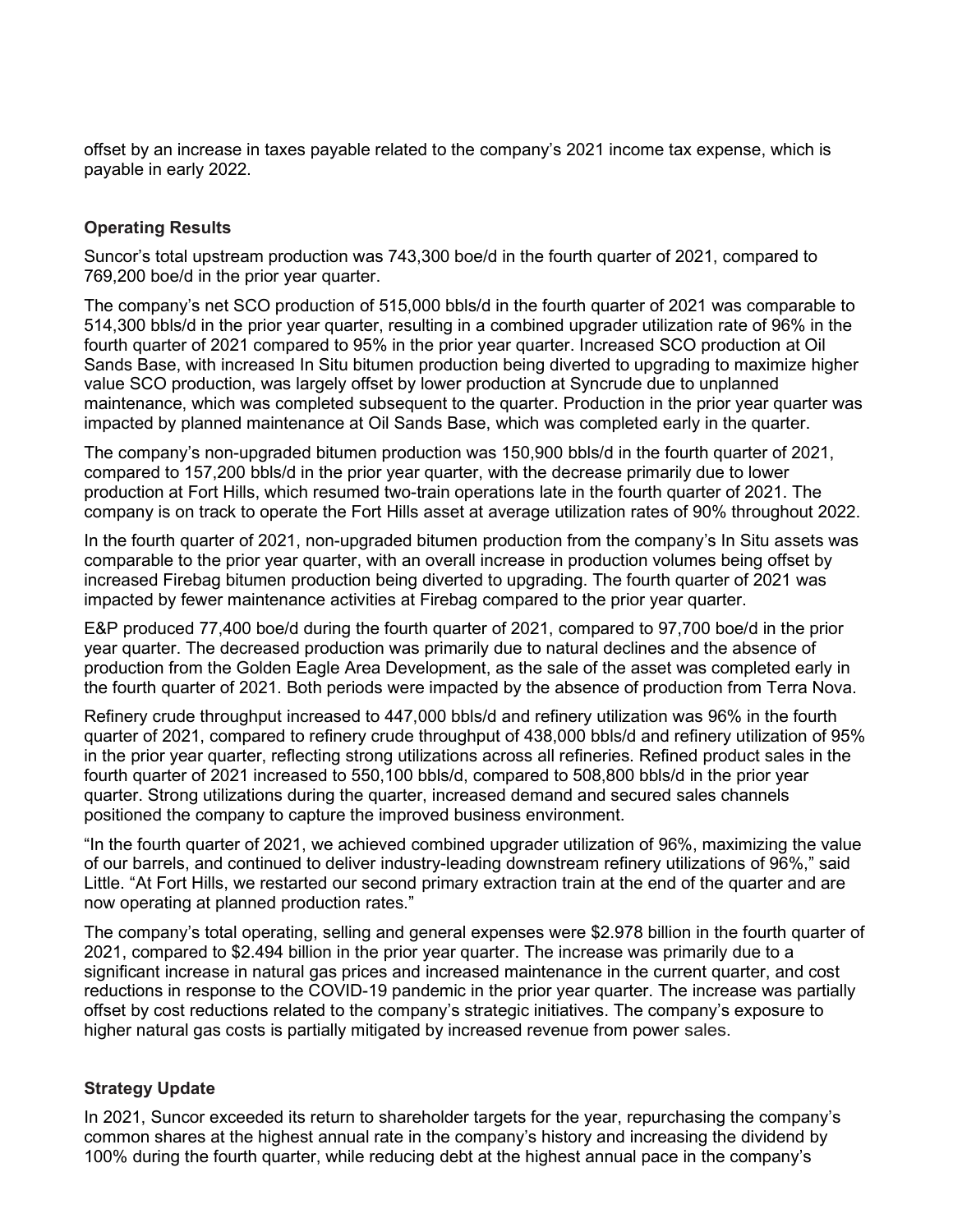offset by an increase in taxes payable related to the company's 2021 income tax expense, which is payable in early 2022.

## Operating Results

Suncor's total upstream production was 743,300 boe/d in the fourth quarter of 2021, compared to 769,200 boe/d in the prior year quarter.

The company's net SCO production of 515,000 bbls/d in the fourth quarter of 2021 was comparable to 514,300 bbls/d in the prior year quarter, resulting in a combined upgrader utilization rate of 96% in the fourth quarter of 2021 compared to 95% in the prior year quarter. Increased SCO production at Oil Sands Base, with increased In Situ bitumen production being diverted to upgrading to maximize higher value SCO production, was largely offset by lower production at Syncrude due to unplanned maintenance, which was completed subsequent to the quarter. Production in the prior year quarter was impacted by planned maintenance at Oil Sands Base, which was completed early in the quarter.

The company's non-upgraded bitumen production was 150,900 bbls/d in the fourth quarter of 2021, compared to 157,200 bbls/d in the prior year quarter, with the decrease primarily due to lower production at Fort Hills, which resumed two-train operations late in the fourth quarter of 2021. The company is on track to operate the Fort Hills asset at average utilization rates of 90% throughout 2022.

In the fourth quarter of 2021, non-upgraded bitumen production from the company's In Situ assets was comparable to the prior year quarter, with an overall increase in production volumes being offset by increased Firebag bitumen production being diverted to upgrading. The fourth quarter of 2021 was impacted by fewer maintenance activities at Firebag compared to the prior year quarter.

E&P produced 77,400 boe/d during the fourth quarter of 2021, compared to 97,700 boe/d in the prior year quarter. The decreased production was primarily due to natural declines and the absence of production from the Golden Eagle Area Development, as the sale of the asset was completed early in the fourth quarter of 2021. Both periods were impacted by the absence of production from Terra Nova.

Refinery crude throughput increased to 447,000 bbls/d and refinery utilization was 96% in the fourth quarter of 2021, compared to refinery crude throughput of 438,000 bbls/d and refinery utilization of 95% in the prior year quarter, reflecting strong utilizations across all refineries. Refined product sales in the fourth quarter of 2021 increased to 550,100 bbls/d, compared to 508,800 bbls/d in the prior year quarter. Strong utilizations during the quarter, increased demand and secured sales channels positioned the company to capture the improved business environment.

"In the fourth quarter of 2021, we achieved combined upgrader utilization of 96%, maximizing the value of our barrels, and continued to deliver industry-leading downstream refinery utilizations of 96%," said Little. "At Fort Hills, we restarted our second primary extraction train at the end of the quarter and are now operating at planned production rates."

The company's total operating, selling and general expenses were $2.978 billion in the fourth quarter of 2021, compared to $2.494 billion in the prior year quarter. The increase was primarily due to a significant increase in natural gas prices and increased maintenance in the current quarter, and cost reductions in response to the COVID-19 pandemic in the prior year quarter. The increase was partially offset by cost reductions related to the company's strategic initiatives. The company's exposure to higher natural gas costs is partially mitigated by increased revenue from power sales.

## Strategy Update

In 2021, Suncor exceeded its return to shareholder targets for the year, repurchasing the company's common shares at the highest annual rate in the company's history and increasing the dividend by 100% during the fourth quarter, while reducing debt at the highest annual pace in the company's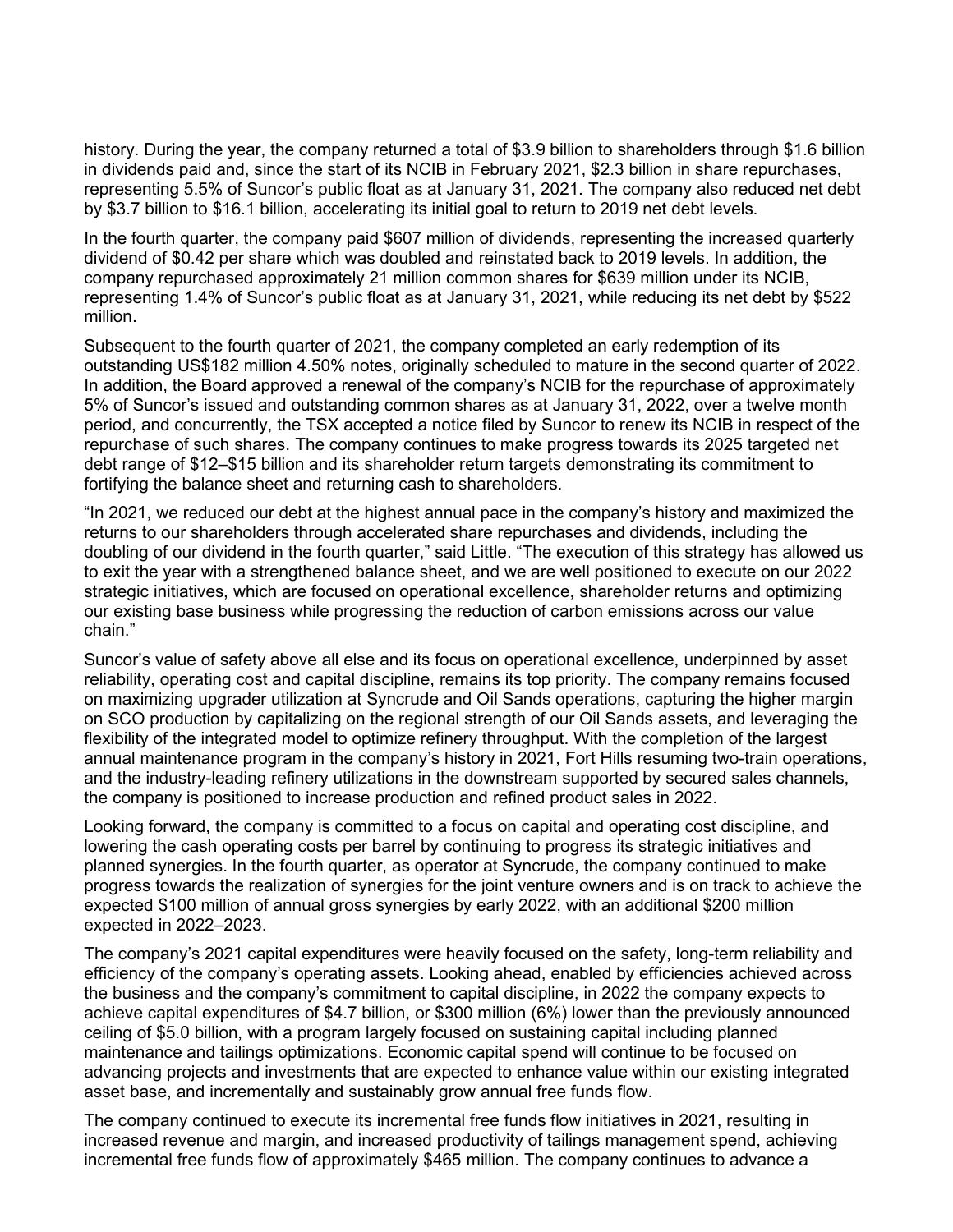history. During the year, the company returned a total of $3.9 billion to shareholders through $1.6 billion in dividends paid and, since the start of its NCIB in February 2021, $2.3 billion in share repurchases, representing 5.5% of Suncor's public float as at January 31, 2021. The company also reduced net debt by $3.7 billion to $16.1 billion, accelerating its initial goal to return to 2019 net debt levels.

In the fourth quarter, the company paid $607 million of dividends, representing the increased quarterly dividend of $0.42 per share which was doubled and reinstated back to 2019 levels. In addition, the company repurchased approximately 21 million common shares for $639 million under its NCIB, representing 1.4% of Suncor's public float as at January 31, 2021, while reducing its net debt by $522 million.

Subsequent to the fourth quarter of 2021, the company completed an early redemption of its outstanding US$182 million 4.50% notes, originally scheduled to mature in the second quarter of 2022. In addition, the Board approved a renewal of the company's NCIB for the repurchase of approximately 5% of Suncor's issued and outstanding common shares as at January 31, 2022, over a twelve month period, and concurrently, the TSX accepted a notice filed by Suncor to renew its NCIB in respect of the repurchase of such shares. The company continues to make progress towards its 2025 targeted net debt range of $12–$15 billion and its shareholder return targets demonstrating its commitment to fortifying the balance sheet and returning cash to shareholders.

"In 2021, we reduced our debt at the highest annual pace in the company's history and maximized the returns to our shareholders through accelerated share repurchases and dividends, including the doubling of our dividend in the fourth quarter," said Little. "The execution of this strategy has allowed us to exit the year with a strengthened balance sheet, and we are well positioned to execute on our 2022 strategic initiatives, which are focused on operational excellence, shareholder returns and optimizing our existing base business while progressing the reduction of carbon emissions across our value chain."

Suncor's value of safety above all else and its focus on operational excellence, underpinned by asset reliability, operating cost and capital discipline, remains its top priority. The company remains focused on maximizing upgrader utilization at Syncrude and Oil Sands operations, capturing the higher margin on SCO production by capitalizing on the regional strength of our Oil Sands assets, and leveraging the flexibility of the integrated model to optimize refinery throughput. With the completion of the largest annual maintenance program in the company's history in 2021, Fort Hills resuming two-train operations, and the industry-leading refinery utilizations in the downstream supported by secured sales channels, the company is positioned to increase production and refined product sales in 2022.

Looking forward, the company is committed to a focus on capital and operating cost discipline, and lowering the cash operating costs per barrel by continuing to progress its strategic initiatives and planned synergies. In the fourth quarter, as operator at Syncrude, the company continued to make progress towards the realization of synergies for the joint venture owners and is on track to achieve the expected $100 million of annual gross synergies by early 2022, with an additional $200 million expected in 2022–2023.

The company's 2021 capital expenditures were heavily focused on the safety, long-term reliability and efficiency of the company's operating assets. Looking ahead, enabled by efficiencies achieved across the business and the company's commitment to capital discipline, in 2022 the company expects to achieve capital expenditures of $4.7 billion, or $300 million (6%) lower than the previously announced ceiling of $5.0 billion, with a program largely focused on sustaining capital including planned maintenance and tailings optimizations. Economic capital spend will continue to be focused on advancing projects and investments that are expected to enhance value within our existing integrated asset base, and incrementally and sustainably grow annual free funds flow.

The company continued to execute its incremental free funds flow initiatives in 2021, resulting in increased revenue and margin, and increased productivity of tailings management spend, achieving incremental free funds flow of approximately $465 million. The company continues to advance a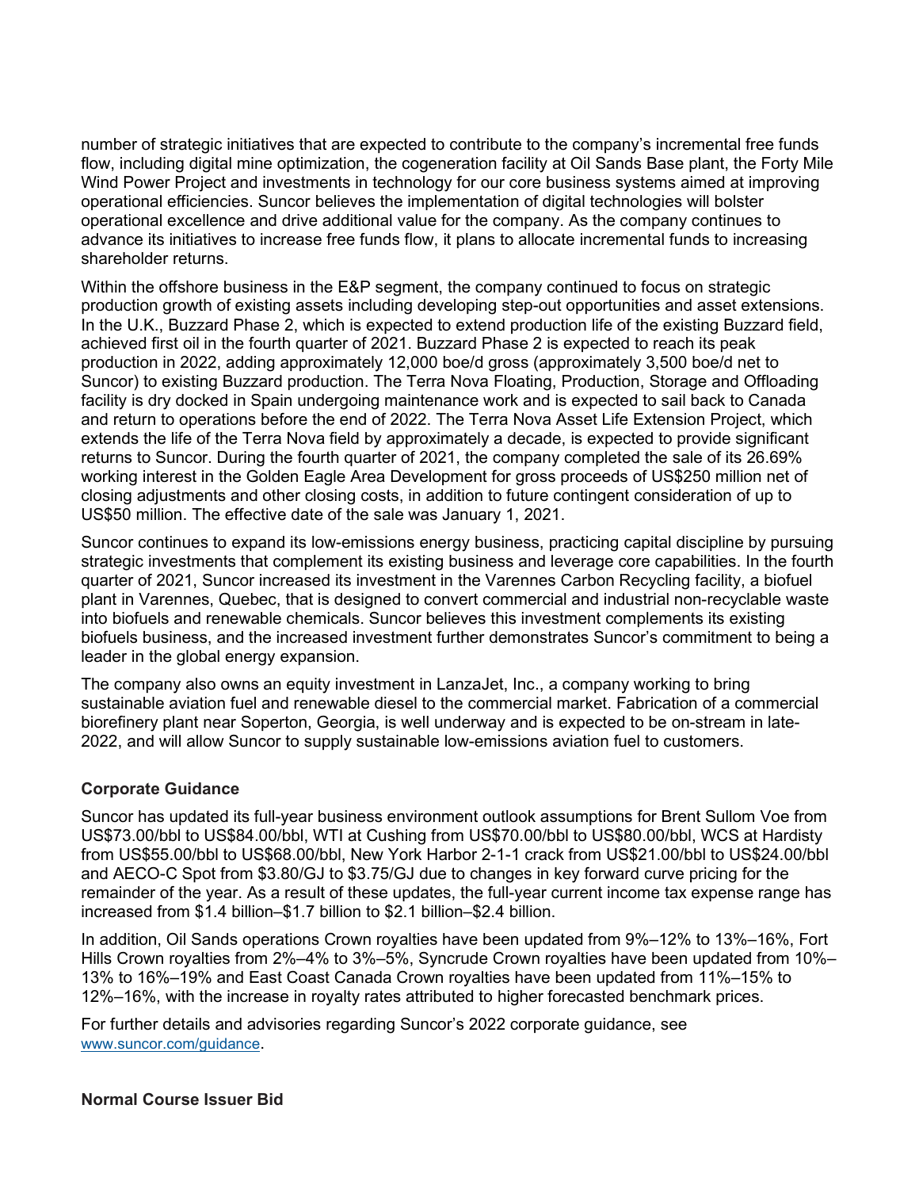number of strategic initiatives that are expected to contribute to the company's incremental free funds flow, including digital mine optimization, the cogeneration facility at Oil Sands Base plant, the Forty Mile Wind Power Project and investments in technology for our core business systems aimed at improving operational efficiencies. Suncor believes the implementation of digital technologies will bolster operational excellence and drive additional value for the company. As the company continues to advance its initiatives to increase free funds flow, it plans to allocate incremental funds to increasing shareholder returns.

Within the offshore business in the E&P segment, the company continued to focus on strategic production growth of existing assets including developing step-out opportunities and asset extensions. In the U.K., Buzzard Phase 2, which is expected to extend production life of the existing Buzzard field, achieved first oil in the fourth quarter of 2021. Buzzard Phase 2 is expected to reach its peak production in 2022, adding approximately 12,000 boe/d gross (approximately 3,500 boe/d net to Suncor) to existing Buzzard production. The Terra Nova Floating, Production, Storage and Offloading facility is dry docked in Spain undergoing maintenance work and is expected to sail back to Canada and return to operations before the end of 2022. The Terra Nova Asset Life Extension Project, which extends the life of the Terra Nova field by approximately a decade, is expected to provide significant returns to Suncor. During the fourth quarter of 2021, the company completed the sale of its 26.69% working interest in the Golden Eagle Area Development for gross proceeds of US$250 million net of closing adjustments and other closing costs, in addition to future contingent consideration of up to US$50 million. The effective date of the sale was January 1, 2021.

Suncor continues to expand its low-emissions energy business, practicing capital discipline by pursuing strategic investments that complement its existing business and leverage core capabilities. In the fourth quarter of 2021, Suncor increased its investment in the Varennes Carbon Recycling facility, a biofuel plant in Varennes, Quebec, that is designed to convert commercial and industrial non-recyclable waste into biofuels and renewable chemicals. Suncor believes this investment complements its existing biofuels business, and the increased investment further demonstrates Suncor's commitment to being a leader in the global energy expansion.

The company also owns an equity investment in LanzaJet, Inc., a company working to bring sustainable aviation fuel and renewable diesel to the commercial market. Fabrication of a commercial biorefinery plant near Soperton, Georgia, is well underway and is expected to be on-stream in late-2022, and will allow Suncor to supply sustainable low-emissions aviation fuel to customers.

**Corporate Guidance**

Suncor has updated its full-year business environment outlook assumptions for Brent Sullom Voe from US$73.00/bbl to US$84.00/bbl, WTI at Cushing from US$70.00/bbl to US$80.00/bbl, WCS at Hardisty from US$55.00/bbl to US$68.00/bbl, New York Harbor 2-1-1 crack from US$21.00/bbl to US$24.00/bbl and AECO-C Spot from $3.80/GJ to $3.75/GJ due to changes in key forward curve pricing for the remainder of the year. As a result of these updates, the full-year current income tax expense range has increased from $1.4 billion–$1.7 billion to $2.1 billion–$2.4 billion.

In addition, Oil Sands operations Crown royalties have been updated from 9%–12% to 13%–16%, Fort Hills Crown royalties from 2%–4% to 3%–5%, Syncrude Crown royalties have been updated from 10%–13% to 16%–19% and East Coast Canada Crown royalties have been updated from 11%–15% to 12%–16%, with the increase in royalty rates attributed to higher forecasted benchmark prices.

For further details and advisories regarding Suncor's 2022 corporate guidance, see www.suncor.com/guidance.

**Normal Course Issuer Bid**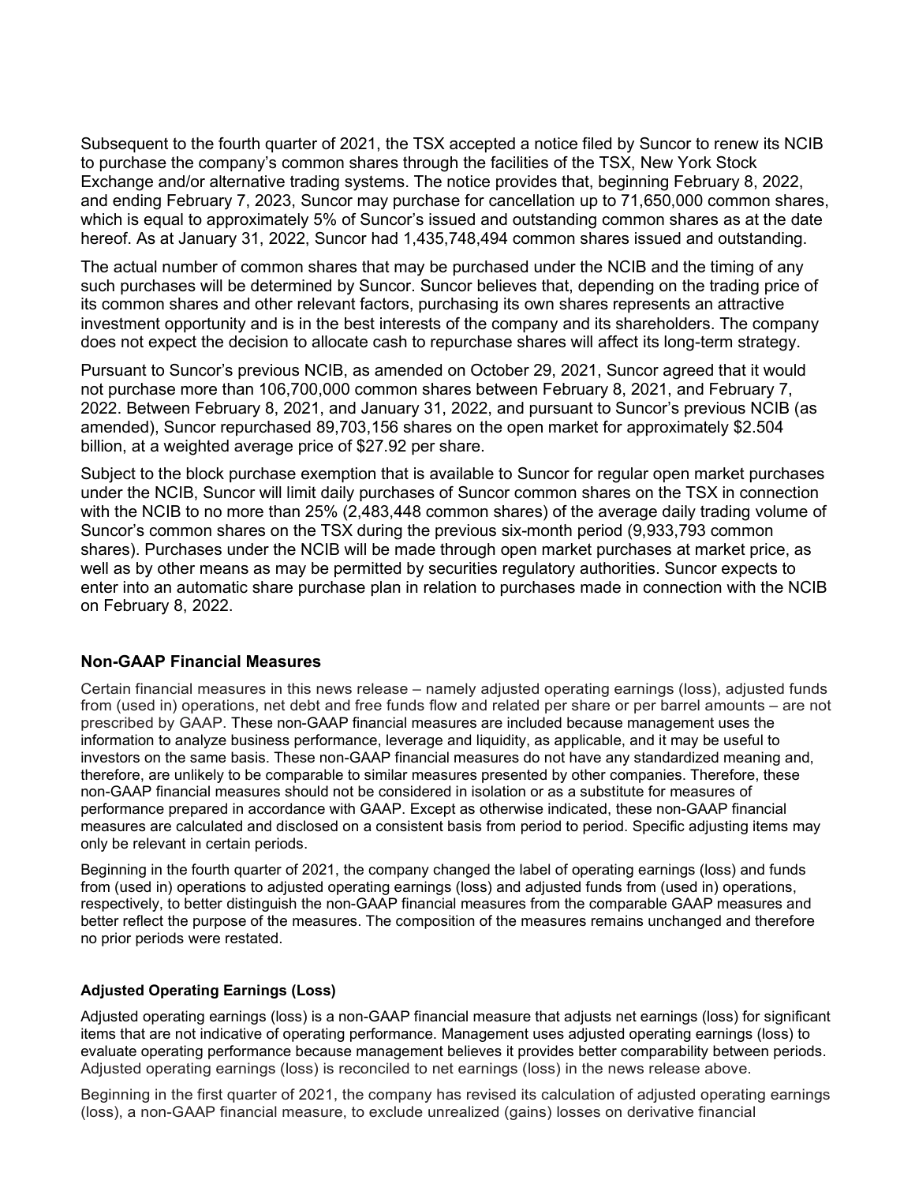Subsequent to the fourth quarter of 2021, the TSX accepted a notice filed by Suncor to renew its NCIB to purchase the company's common shares through the facilities of the TSX, New York Stock Exchange and/or alternative trading systems. The notice provides that, beginning February 8, 2022, and ending February 7, 2023, Suncor may purchase for cancellation up to 71,650,000 common shares, which is equal to approximately 5% of Suncor's issued and outstanding common shares as at the date hereof. As at January 31, 2022, Suncor had 1,435,748,494 common shares issued and outstanding.

The actual number of common shares that may be purchased under the NCIB and the timing of any such purchases will be determined by Suncor. Suncor believes that, depending on the trading price of its common shares and other relevant factors, purchasing its own shares represents an attractive investment opportunity and is in the best interests of the company and its shareholders. The company does not expect the decision to allocate cash to repurchase shares will affect its long-term strategy.

Pursuant to Suncor's previous NCIB, as amended on October 29, 2021, Suncor agreed that it would not purchase more than 106,700,000 common shares between February 8, 2021, and February 7, 2022. Between February 8, 2021, and January 31, 2022, and pursuant to Suncor's previous NCIB (as amended), Suncor repurchased 89,703,156 shares on the open market for approximately $2.504 billion, at a weighted average price of $27.92 per share.

Subject to the block purchase exemption that is available to Suncor for regular open market purchases under the NCIB, Suncor will limit daily purchases of Suncor common shares on the TSX in connection with the NCIB to no more than 25% (2,483,448 common shares) of the average daily trading volume of Suncor's common shares on the TSX during the previous six-month period (9,933,793 common shares). Purchases under the NCIB will be made through open market purchases at market price, as well as by other means as may be permitted by securities regulatory authorities. Suncor expects to enter into an automatic share purchase plan in relation to purchases made in connection with the NCIB on February 8, 2022.

## Non-GAAP Financial Measures

Certain financial measures in this news release – namely adjusted operating earnings (loss), adjusted funds from (used in) operations, net debt and free funds flow and related per share or per barrel amounts – are not prescribed by GAAP. These non-GAAP financial measures are included because management uses the information to analyze business performance, leverage and liquidity, as applicable, and it may be useful to investors on the same basis. These non-GAAP financial measures do not have any standardized meaning and, therefore, are unlikely to be comparable to similar measures presented by other companies. Therefore, these non-GAAP financial measures should not be considered in isolation or as a substitute for measures of performance prepared in accordance with GAAP. Except as otherwise indicated, these non-GAAP financial measures are calculated and disclosed on a consistent basis from period to period. Specific adjusting items may only be relevant in certain periods.

Beginning in the fourth quarter of 2021, the company changed the label of operating earnings (loss) and funds from (used in) operations to adjusted operating earnings (loss) and adjusted funds from (used in) operations, respectively, to better distinguish the non-GAAP financial measures from the comparable GAAP measures and better reflect the purpose of the measures. The composition of the measures remains unchanged and therefore no prior periods were restated.

### Adjusted Operating Earnings (Loss)

Adjusted operating earnings (loss) is a non-GAAP financial measure that adjusts net earnings (loss) for significant items that are not indicative of operating performance. Management uses adjusted operating earnings (loss) to evaluate operating performance because management believes it provides better comparability between periods. Adjusted operating earnings (loss) is reconciled to net earnings (loss) in the news release above.

Beginning in the first quarter of 2021, the company has revised its calculation of adjusted operating earnings (loss), a non-GAAP financial measure, to exclude unrealized (gains) losses on derivative financial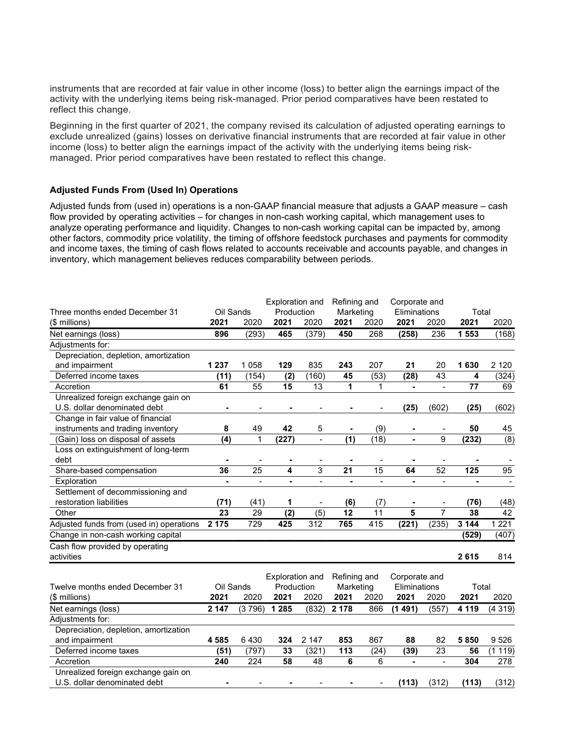instruments that are recorded at fair value in other income (loss) to better align the earnings impact of the activity with the underlying items being risk-managed. Prior period comparatives have been restated to reflect this change.

Beginning in the first quarter of 2021, the company revised its calculation of adjusted operating earnings to exclude unrealized (gains) losses on derivative financial instruments that are recorded at fair value in other income (loss) to better align the earnings impact of the activity with the underlying items being risk-managed. Prior period comparatives have been restated to reflect this change.

### Adjusted Funds From (Used In) Operations

Adjusted funds from (used in) operations is a non-GAAP financial measure that adjusts a GAAP measure – cash flow provided by operating activities – for changes in non-cash working capital, which management uses to analyze operating performance and liquidity. Changes to non-cash working capital can be impacted by, among other factors, commodity price volatility, the timing of offshore feedstock purchases and payments for commodity and income taxes, the timing of cash flows related to accounts receivable and accounts payable, and changes in inventory, which management believes reduces comparability between periods.

| Three months ended December 31 | Oil Sands | | Exploration and Production | | Refining and Marketing | | Corporate and Eliminations | | Total | |
|---|---|---|---|---|---|---|---|---|---|---|
| ($ millions) | **2021** | 2020 | **2021** | 2020 | **2021** | 2020 | **2021** | 2020 | **2021** | 2020 |
| Net earnings (loss) | **896** | (293) | **465** | (379) | **450** | 268 | **(258)** | 236 | **1 553** | (168) |
| Adjustments for: | | | | | | | | | | |
| Depreciation, depletion, amortization and impairment | **1 237** | 1 058 | **129** | 835 | **243** | 207 | **21** | 20 | **1 630** | 2 120 |
| Deferred income taxes | **(11)** | (154) | **(2)** | (160) | **45** | (53) | **(28)** | 43 | **4** | (324) |
| Accretion | **61** | 55 | **15** | 13 | **1** | 1 | **-** | - | **77** | 69 |
| Unrealized foreign exchange gain on U.S. dollar denominated debt | **-** | - | **-** | - | **-** | - | **(25)** | (602) | **(25)** | (602) |
| Change in fair value of financial instruments and trading inventory | **8** | 49 | **42** | 5 | **-** | (9) | **-** | - | **50** | 45 |
| (Gain) loss on disposal of assets | **(4)** | 1 | **(227)** | - | **(1)** | (18) | **-** | 9 | **(232)** | (8) |
| Loss on extinguishment of long-term debt | **-** | - | **-** | - | **-** | - | **-** | - | **-** | - |
| Share-based compensation | **36** | 25 | **4** | 3 | **21** | 15 | **64** | 52 | **125** | 95 |
| Exploration | **-** | - | **-** | - | **-** | - | **-** | - | **-** | - |
| Settlement of decommissioning and restoration liabilities | **(71)** | (41) | **1** | - | **(6)** | (7) | **-** | - | **(76)** | (48) |
| Other | **23** | 29 | **(2)** | (5) | **12** | 11 | **5** | 7 | **38** | 42 |
| Adjusted funds from (used in) operations | **2 175** | 729 | **425** | 312 | **765** | 415 | **(221)** | (235) | **3 144** | 1 221 |
| Change in non-cash working capital | | | | | | | | | **(529)** | (407) |
| Cash flow provided by operating activities | | | | | | | | | **2 615** | 814 |

| Twelve months ended December 31 | Oil Sands | | Exploration and Production | | Refining and Marketing | | Corporate and Eliminations | | Total | |
|---|---|---|---|---|---|---|---|---|---|---|
| ($ millions) | **2021** | 2020 | **2021** | 2020 | **2021** | 2020 | **2021** | 2020 | **2021** | 2020 |
| Net earnings (loss) | **2 147** | (3 796) | **1 285** | (832) | **2 178** | 866 | **(1 491)** | (557) | **4 119** | (4 319) |
| Adjustments for: | | | | | | | | | | |
| Depreciation, depletion, amortization and impairment | **4 585** | 6 430 | **324** | 2 147 | **853** | 867 | **88** | 82 | **5 850** | 9 526 |
| Deferred income taxes | **(51)** | (797) | **33** | (321) | **113** | (24) | **(39)** | 23 | **56** | (1 119) |
| Accretion | **240** | 224 | **58** | 48 | **6** | 6 | **-** | - | **304** | 278 |
| Unrealized foreign exchange gain on U.S. dollar denominated debt | **-** | - | **-** | - | **-** | - | **(113)** | (312) | **(113)** | (312) |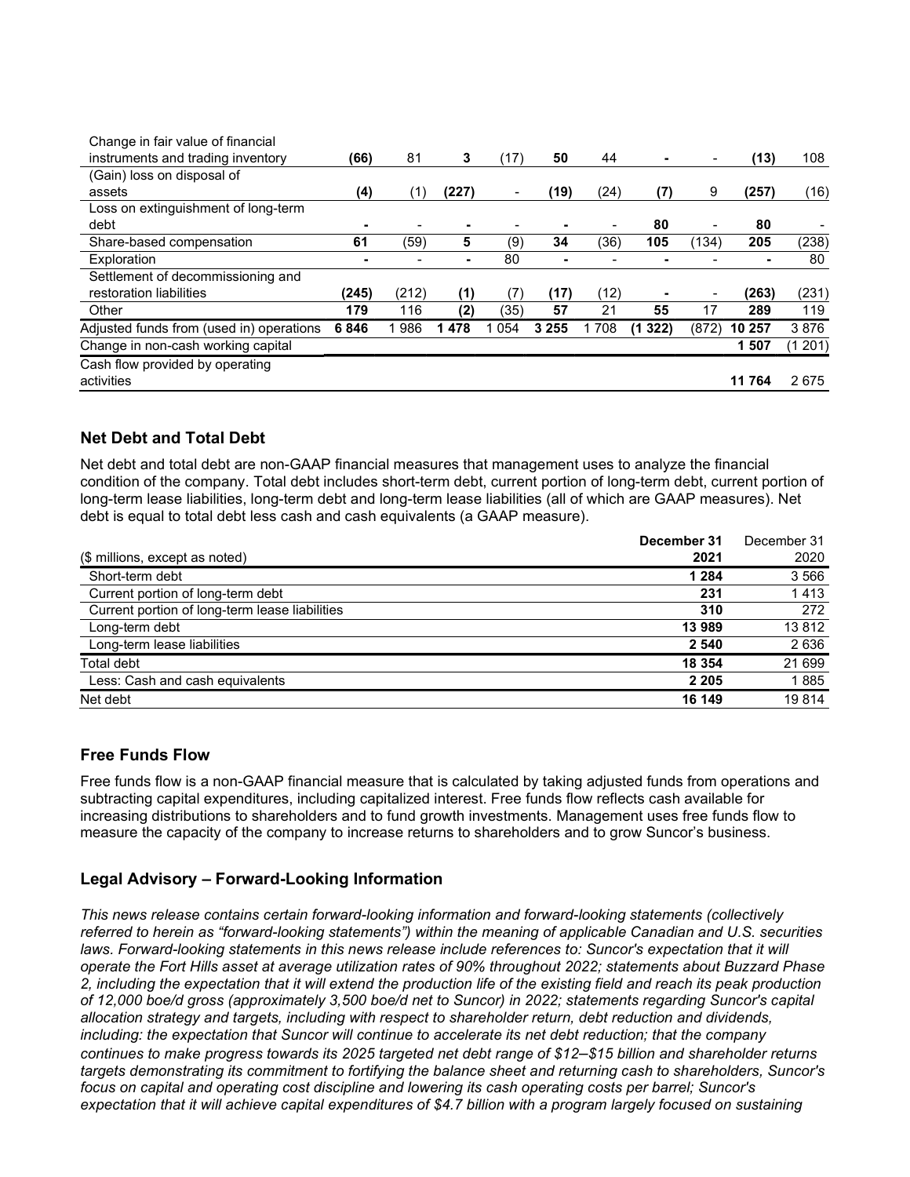| | | | | | | | | | | |
|---|---|---|---|---|---|---|---|---|---|---|
| Change in fair value of financial instruments and trading inventory | **(66)** | 81 | **3** | (17) | **50** | 44 | **-** | - | **(13)** | 108 |
| (Gain) loss on disposal of assets | **(4)** | (1) | **(227)** | - | **(19)** | (24) | **(7)** | 9 | **(257)** | (16) |
| Loss on extinguishment of long-term debt | **-** | - | **-** | - | **-** | - | **80** | - | **80** | - |
| Share-based compensation | **61** | (59) | **5** | (9) | **34** | (36) | **105** | (134) | **205** | (238) |
| Exploration | **-** | - | **-** | 80 | **-** | - | **-** | - | **-** | 80 |
| Settlement of decommissioning and restoration liabilities | **(245)** | (212) | **(1)** | (7) | **(17)** | (12) | **-** | - | **(263)** | (231) |
| Other | **179** | 116 | **(2)** | (35) | **57** | 21 | **55** | 17 | **289** | 119 |
| Adjusted funds from (used in) operations | **6 846** | 1 986 | **1 478** | 1 054 | **3 255** | 1 708 | **(1 322)** | (872) | **10 257** | 3 876 |
| Change in non-cash working capital | | | | | | | | | **1 507** | (1 201) |
| Cash flow provided by operating activities | | | | | | | | | **11 764** | 2 675 |

## Net Debt and Total Debt

Net debt and total debt are non-GAAP financial measures that management uses to analyze the financial condition of the company. Total debt includes short-term debt, current portion of long-term debt, current portion of long-term lease liabilities, long-term debt and long-term lease liabilities (all of which are GAAP measures). Net debt is equal to total debt less cash and cash equivalents (a GAAP measure).

| ($ millions, except as noted) | **December 31 2021** | December 31 2020 |
|---|---|---|
| Short-term debt | **1 284** | 3 566 |
| Current portion of long-term debt | **231** | 1 413 |
| Current portion of long-term lease liabilities | **310** | 272 |
| Long-term debt | **13 989** | 13 812 |
| Long-term lease liabilities | **2 540** | 2 636 |
| Total debt | **18 354** | 21 699 |
| Less: Cash and cash equivalents | **2 205** | 1 885 |
| Net debt | **16 149** | 19 814 |

## Free Funds Flow

Free funds flow is a non-GAAP financial measure that is calculated by taking adjusted funds from operations and subtracting capital expenditures, including capitalized interest. Free funds flow reflects cash available for increasing distributions to shareholders and to fund growth investments. Management uses free funds flow to measure the capacity of the company to increase returns to shareholders and to grow Suncor's business.

## Legal Advisory – Forward-Looking Information

*This news release contains certain forward-looking information and forward-looking statements (collectively referred to herein as "forward-looking statements") within the meaning of applicable Canadian and U.S. securities laws. Forward-looking statements in this news release include references to: Suncor's expectation that it will operate the Fort Hills asset at average utilization rates of 90% throughout 2022; statements about Buzzard Phase 2, including the expectation that it will extend the production life of the existing field and reach its peak production of 12,000 boe/d gross (approximately 3,500 boe/d net to Suncor) in 2022; statements regarding Suncor's capital allocation strategy and targets, including with respect to shareholder return, debt reduction and dividends, including: the expectation that Suncor will continue to accelerate its net debt reduction; that the company continues to make progress towards its 2025 targeted net debt range of $12–$15 billion and shareholder returns targets demonstrating its commitment to fortifying the balance sheet and returning cash to shareholders, Suncor's focus on capital and operating cost discipline and lowering its cash operating costs per barrel; Suncor's expectation that it will achieve capital expenditures of $4.7 billion with a program largely focused on sustaining*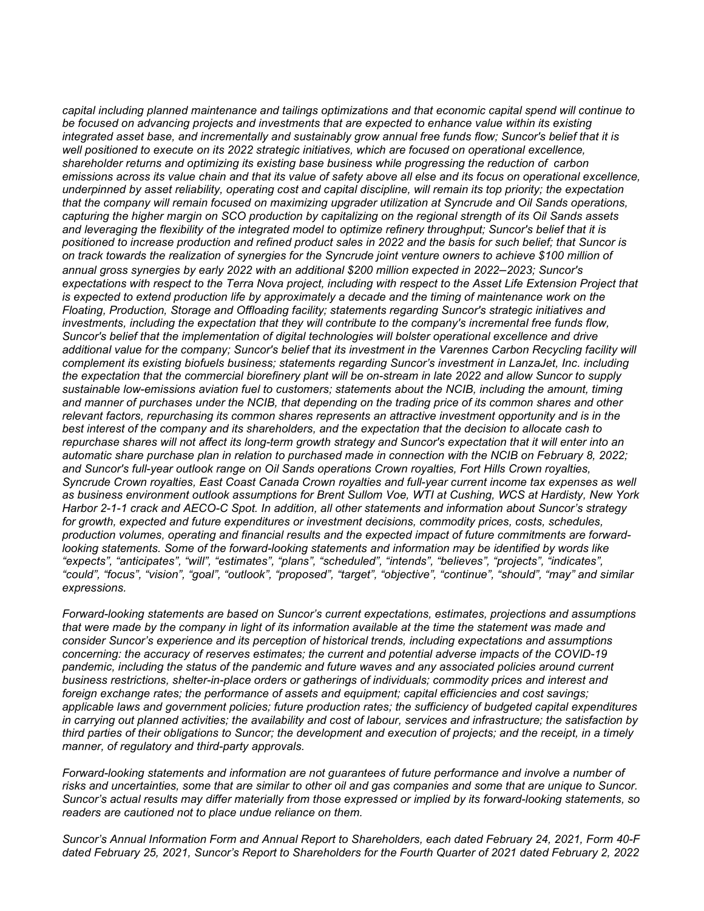*capital including planned maintenance and tailings optimizations and that economic capital spend will continue to be focused on advancing projects and investments that are expected to enhance value within its existing integrated asset base, and incrementally and sustainably grow annual free funds flow; Suncor's belief that it is well positioned to execute on its 2022 strategic initiatives, which are focused on operational excellence, shareholder returns and optimizing its existing base business while progressing the reduction of carbon emissions across its value chain and that its value of safety above all else and its focus on operational excellence, underpinned by asset reliability, operating cost and capital discipline, will remain its top priority; the expectation that the company will remain focused on maximizing upgrader utilization at Syncrude and Oil Sands operations, capturing the higher margin on SCO production by capitalizing on the regional strength of its Oil Sands assets and leveraging the flexibility of the integrated model to optimize refinery throughput; Suncor's belief that it is positioned to increase production and refined product sales in 2022 and the basis for such belief; that Suncor is on track towards the realization of synergies for the Syncrude joint venture owners to achieve $100 million of annual gross synergies by early 2022 with an additional $200 million expected in 2022–2023; Suncor's expectations with respect to the Terra Nova project, including with respect to the Asset Life Extension Project that is expected to extend production life by approximately a decade and the timing of maintenance work on the Floating, Production, Storage and Offloading facility; statements regarding Suncor's strategic initiatives and investments, including the expectation that they will contribute to the company's incremental free funds flow, Suncor's belief that the implementation of digital technologies will bolster operational excellence and drive additional value for the company; Suncor's belief that its investment in the Varennes Carbon Recycling facility will complement its existing biofuels business; statements regarding Suncor's investment in LanzaJet, Inc. including the expectation that the commercial biorefinery plant will be on-stream in late 2022 and allow Suncor to supply sustainable low-emissions aviation fuel to customers; statements about the NCIB, including the amount, timing and manner of purchases under the NCIB, that depending on the trading price of its common shares and other relevant factors, repurchasing its common shares represents an attractive investment opportunity and is in the best interest of the company and its shareholders, and the expectation that the decision to allocate cash to repurchase shares will not affect its long-term growth strategy and Suncor's expectation that it will enter into an automatic share purchase plan in relation to purchased made in connection with the NCIB on February 8, 2022; and Suncor's full-year outlook range on Oil Sands operations Crown royalties, Fort Hills Crown royalties, Syncrude Crown royalties, East Coast Canada Crown royalties and full-year current income tax expenses as well as business environment outlook assumptions for Brent Sullom Voe, WTI at Cushing, WCS at Hardisty, New York Harbor 2-1-1 crack and AECO-C Spot. In addition, all other statements and information about Suncor's strategy for growth, expected and future expenditures or investment decisions, commodity prices, costs, schedules, production volumes, operating and financial results and the expected impact of future commitments are forward-looking statements. Some of the forward-looking statements and information may be identified by words like "expects", "anticipates", "will", "estimates", "plans", "scheduled", "intends", "believes", "projects", "indicates", "could", "focus", "vision", "goal", "outlook", "proposed", "target", "objective", "continue", "should", "may" and similar expressions.*

*Forward-looking statements are based on Suncor's current expectations, estimates, projections and assumptions that were made by the company in light of its information available at the time the statement was made and consider Suncor's experience and its perception of historical trends, including expectations and assumptions concerning: the accuracy of reserves estimates; the current and potential adverse impacts of the COVID-19 pandemic, including the status of the pandemic and future waves and any associated policies around current business restrictions, shelter-in-place orders or gatherings of individuals; commodity prices and interest and foreign exchange rates; the performance of assets and equipment; capital efficiencies and cost savings; applicable laws and government policies; future production rates; the sufficiency of budgeted capital expenditures in carrying out planned activities; the availability and cost of labour, services and infrastructure; the satisfaction by third parties of their obligations to Suncor; the development and execution of projects; and the receipt, in a timely manner, of regulatory and third-party approvals.*

*Forward-looking statements and information are not guarantees of future performance and involve a number of risks and uncertainties, some that are similar to other oil and gas companies and some that are unique to Suncor. Suncor's actual results may differ materially from those expressed or implied by its forward-looking statements, so readers are cautioned not to place undue reliance on them.*

*Suncor's Annual Information Form and Annual Report to Shareholders, each dated February 24, 2021, Form 40-F dated February 25, 2021, Suncor's Report to Shareholders for the Fourth Quarter of 2021 dated February 2, 2022*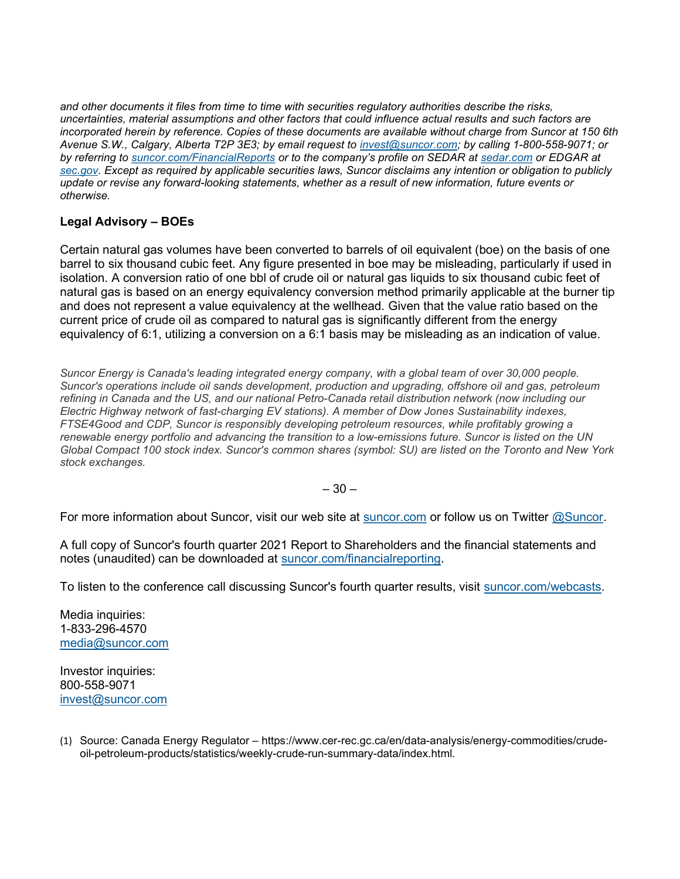*and other documents it files from time to time with securities regulatory authorities describe the risks, uncertainties, material assumptions and other factors that could influence actual results and such factors are incorporated herein by reference. Copies of these documents are available without charge from Suncor at 150 6th Avenue S.W., Calgary, Alberta T2P 3E3; by email request to invest@suncor.com; by calling 1-800-558-9071; or by referring to suncor.com/FinancialReports or to the company's profile on SEDAR at sedar.com or EDGAR at sec.gov. Except as required by applicable securities laws, Suncor disclaims any intention or obligation to publicly update or revise any forward-looking statements, whether as a result of new information, future events or otherwise.*

## Legal Advisory – BOEs

Certain natural gas volumes have been converted to barrels of oil equivalent (boe) on the basis of one barrel to six thousand cubic feet. Any figure presented in boe may be misleading, particularly if used in isolation. A conversion ratio of one bbl of crude oil or natural gas liquids to six thousand cubic feet of natural gas is based on an energy equivalency conversion method primarily applicable at the burner tip and does not represent a value equivalency at the wellhead. Given that the value ratio based on the current price of crude oil as compared to natural gas is significantly different from the energy equivalency of 6:1, utilizing a conversion on a 6:1 basis may be misleading as an indication of value.

*Suncor Energy is Canada's leading integrated energy company, with a global team of over 30,000 people. Suncor's operations include oil sands development, production and upgrading, offshore oil and gas, petroleum refining in Canada and the US, and our national Petro-Canada retail distribution network (now including our Electric Highway network of fast-charging EV stations). A member of Dow Jones Sustainability indexes, FTSE4Good and CDP, Suncor is responsibly developing petroleum resources, while profitably growing a renewable energy portfolio and advancing the transition to a low-emissions future. Suncor is listed on the UN Global Compact 100 stock index. Suncor's common shares (symbol: SU) are listed on the Toronto and New York stock exchanges.*

– 30 –

For more information about Suncor, visit our web site at suncor.com or follow us on Twitter @Suncor.

A full copy of Suncor's fourth quarter 2021 Report to Shareholders and the financial statements and notes (unaudited) can be downloaded at suncor.com/financialreporting.

To listen to the conference call discussing Suncor's fourth quarter results, visit suncor.com/webcasts.

Media inquiries:
1-833-296-4570
media@suncor.com

Investor inquiries:
800-558-9071
invest@suncor.com

(1) Source: Canada Energy Regulator – https://www.cer-rec.gc.ca/en/data-analysis/energy-commodities/crude-oil-petroleum-products/statistics/weekly-crude-run-summary-data/index.html.